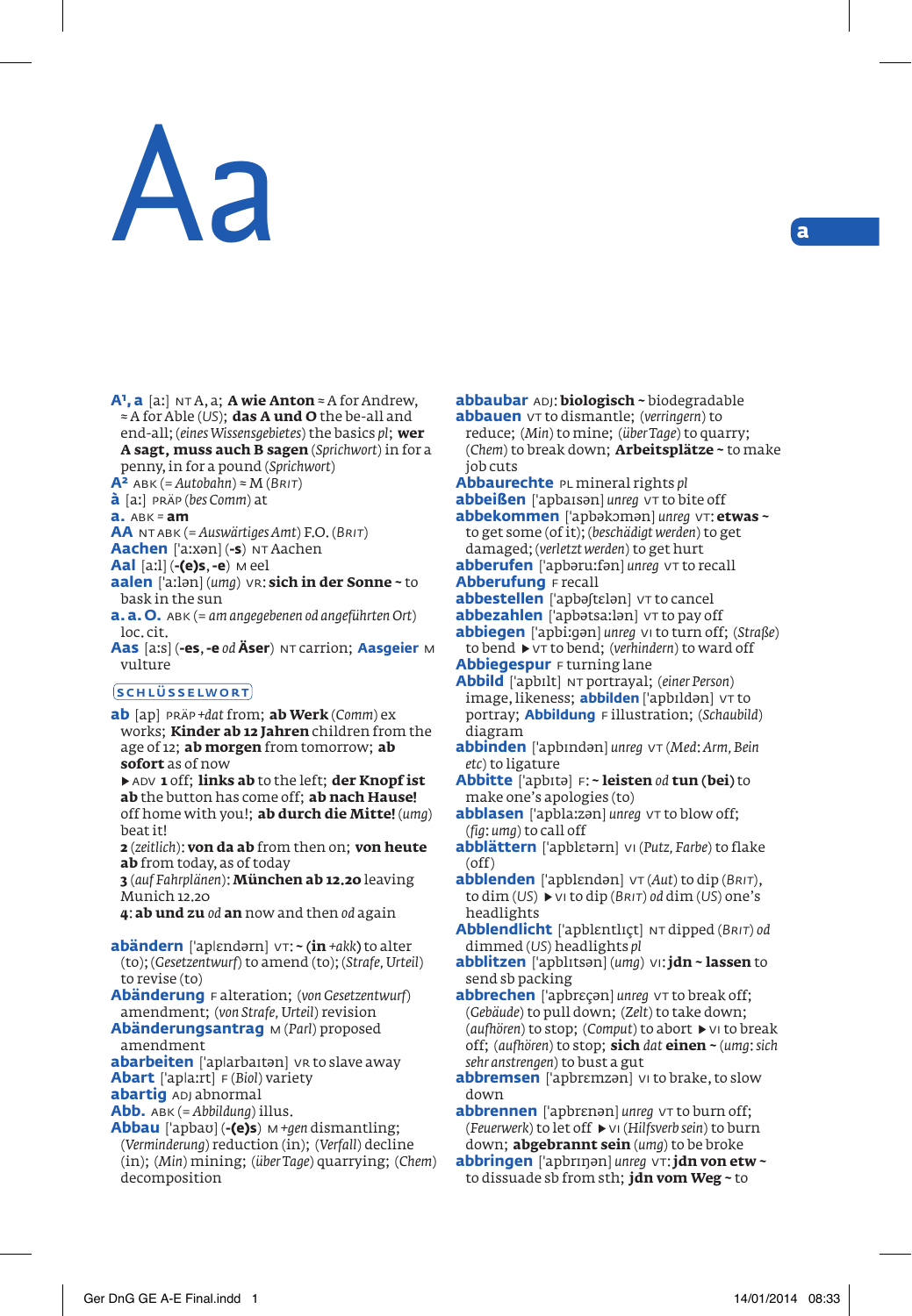# Aa

**A¹, a** [aː] NT A, a; **A wie Anton** ≈ A for Andrew, ≈ A for Able (*US*); **das A und O** the be-all and end-all; (*eines Wissensgebietes*) the basics *pl*; **wer A sagt, muss auch B sagen** (*Sprichwort*) in for a penny, in for a pound (*Sprichwort*)

**A²** ABK (= *Autobahn*) ≈ M (BRIT)

**à** [aː] PRÄP (*bes Comm*) at

**a.** ABK = **am**

**AA** NT ABK (= *Auswärtiges Amt*) F.O. (BRIT)

**Aachen** [ˈaːxən] (**-s**) NT Aachen

**Aal** [aːl] (**-(e)s, -e**) M eel

**aalen** [ˈaːlən] (*umg*) VR: **sich in der Sonne ~** to bask in the sun

**a. a. O.** ABK (= *am angegebenen od angeführten Ort*) loc. cit.

**Aas** [aːs] (**-es, -e** *od* **Äser**) NT carrion; **Aasgeier** M vulture

**SCHLÜSSELWORT**

**ab** [ap] PRÄP +*dat* from; **ab Werk** (*Comm*) ex works; **Kinder ab 12 Jahren** children from the age of 12; **ab morgen** from tomorrow; **ab sofort** as of now

▸ ADV **1** off; **links ab** to the left; **der Knopf ist ab** the button has come off; **ab nach Hause!** off home with you!; **ab durch die Mitte!** (*umg*) beat it!

**2** (*zeitlich*): **von da ab** from then on; **von heute ab** from today, as of today

**3** (*auf Fahrplänen*): **München ab 12.20** leaving Munich 12.20

**4**: **ab und zu** *od* **an** now and then *od* again

**abändern** [ˈaplɛndərn] VT: **~ (in** +*akk*) to alter (to); (*Gesetzentwurf*) to amend (to); (*Strafe, Urteil*) to revise (to)

**Abänderung** F alteration; (*von Gesetzentwurf*) amendment; (*von Strafe, Urteil*) revision

**Abänderungsantrag** M (*Parl*) proposed amendment

**abarbeiten** [ˈaplarbaɪtən] VR to slave away

**Abart** [ˈaplaːrt] F (*Biol*) variety

**abartig** ADJ abnormal

**Abb.** ABK (= *Abbildung*) illus.

**Abbau** [ˈapbaʊ] (**-(e)s**) M +*gen* dismantling; (*Verminderung*) reduction (in); (*Verfall*) decline (in); (*Min*) mining; (*über Tage*) quarrying; (*Chem*) decomposition

**abbaubar** ADJ: **biologisch ~** biodegradable

**abbauen** VT to dismantle; (*verringern*) to reduce; (*Min*) to mine; (*über Tage*) to quarry; (*Chem*) to break down; **Arbeitsplätze ~** to make job cuts

**Abbaurechte** PL mineral rights *pl*

**abbeißen** [ˈapbaɪsən] *unreg* VT to bite off

**abbekommen** [ˈapbəkɔmən] *unreg* VT: **etwas ~** to get some (of it); (*beschädigt werden*) to get damaged; (*verletzt werden*) to get hurt

**abberufen** [ˈapbəruːfən] *unreg* VT to recall

**Abberufung** F recall

**abbestellen** [ˈapbəʃtɛlən] VT to cancel

**abbezahlen** [ˈapbətsaːlən] VT to pay off

**abbiegen** [ˈapbiːgən] *unreg* VI to turn off; (*Straße*) to bend ▸ VT to bend; (*verhindern*) to ward off

**Abbiegespur** F turning lane

**Abbild** [ˈapbɪlt] NT portrayal; (*einer Person*) image, likeness; **abbilden** [ˈapbɪldən] VT to portray; **Abbildung** F illustration; (*Schaubild*) diagram

**abbinden** [ˈapbɪndən] *unreg* VT (*Med: Arm, Bein etc*) to ligature

**Abbitte** [ˈapbɪtə] F: **~ leisten** *od* **tun (bei)** to make one's apologies (to)

**abblasen** [ˈapblaːzən] *unreg* VT to blow off; (*fig: umg*) to call off

**abblättern** [ˈapblɛtərn] VI (*Putz, Farbe*) to flake (off)

**abblenden** [ˈapblɛndən] VT (*Aut*) to dip (BRIT), to dim (*US*) ▸ VI to dip (BRIT) *od* dim (*US*) one's headlights

**Abblendlicht** [ˈapblɛntlɪçt] NT dipped (BRIT) *od* dimmed (*US*) headlights *pl*

**abblitzen** [ˈapblɪtsən] (*umg*) VI: **jdn ~ lassen** to send sb packing

**abbrechen** [ˈapbrɛçən] *unreg* VT to break off; (*Gebäude*) to pull down; (*Zelt*) to take down; (*aufhören*) to stop; (*Comput*) to abort ▸ VI to break off; (*aufhören*) to stop; **sich** *dat* **einen ~** (*umg: sich sehr anstrengen*) to bust a gut

**abbremsen** [ˈapbrɛmzən] VI to brake, to slow down

**abbrennen** [ˈapbrɛnən] *unreg* VT to burn off; (*Feuerwerk*) to let off ▸ VI (*Hilfsverb sein*) to burn down; **abgebrannt sein** (*umg*) to be broke

**abbringen** [ˈapbrɪŋən] *unreg* VT: **jdn von etw ~** to dissuade sb from sth; **jdn vom Weg ~** to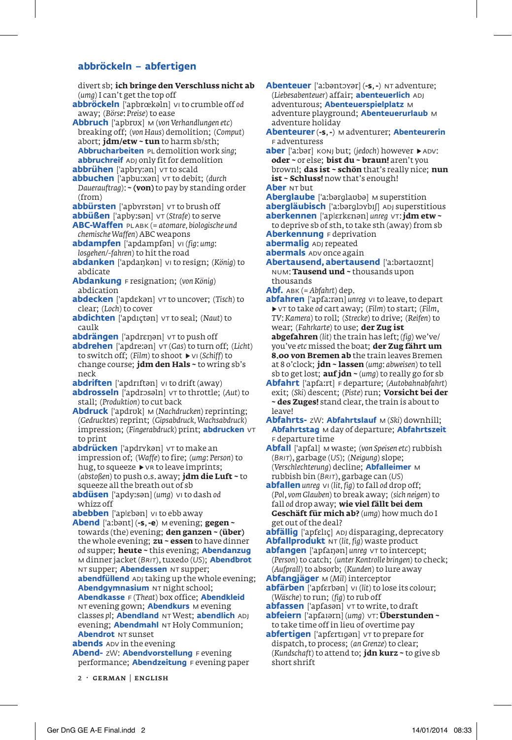## abbröckeln – abfertigen

divert sb; **ich bringe den Verschluss nicht ab** (*umg*) I can't get the top off

**abbröckeln** ['apbrœkəln] VI to crumble off *od* away; (*Börse: Preise*) to ease

**Abbruch** ['apbrʊx] M (*von Verhandlungen etc*) breaking off; (*von Haus*) demolition; (*Comput*) abort; **jdm/etw ~ tun** to harm sb/sth; **Abbrucharbeiten** PL demolition work *sing*; **abbruchreif** ADJ only fit for demolition

**abbrühen** ['apbry:ən] VT to scald

**abbuchen** ['apbu:xən] VT to debit; (*durch Dauerauftrag*): **~ (von)** to pay by standing order (from)

**abbürsten** ['apbʏrstən] VT to brush off

**abbüßen** ['apby:sən] VT (*Strafe*) to serve

**ABC-Waffen** PL ABK (= *atomare, biologische und chemische Waffen*) ABC weapons

**abdampfen** ['apdampfən] VI (*fig: umg: losgehen/-fahren*) to hit the road

**abdanken** ['apdaŋkən] VI to resign; (*König*) to abdicate

**Abdankung** F resignation; (*von König*) abdication

**abdecken** ['apdɛkən] VT to uncover; (*Tisch*) to clear; (*Loch*) to cover

**abdichten** ['apdɪçtən] VT to seal; (*Naut*) to caulk

**abdrängen** ['apdrɛŋən] VT to push off

**abdrehen** ['apdre:ən] VT (*Gas*) to turn off; (*Licht*) to switch off; (*Film*) to shoot ▸ VI (*Schiff*) to change course; **jdm den Hals ~** to wring sb's neck

**abdriften** ['apdrɪftən] VI to drift (away)

**abdrosseln** ['apdrɔsəln] VT to throttle; (*Aut*) to stall; (*Produktion*) to cut back

**Abdruck** ['apdrʊk] M (*Nachdrucken*) reprinting; (*Gedrucktes*) reprint; (*Gipsabdruck, Wachsabdruck*) impression; (*Fingerabdruck*) print; **abdrucken** VT to print

**abdrücken** ['apdrʏkən] VT to make an impression of; (*Waffe*) to fire; (*umg: Person*) to hug, to squeeze ▸ VR to leave imprints; (*abstoßen*) to push o.s. away; **jdm die Luft ~** to squeeze all the breath out of sb

**abdüsen** ['apdy:sən] (*umg*) VI to dash *od* whizz off

**abebben** ['aplɛbən] VI to ebb away

**Abend** ['a:bənt] (**-s, -e**) M evening; **gegen ~** towards (the) evening; **den ganzen ~ (über)** the whole evening; **zu ~ essen** to have dinner *od* supper; **heute ~** this evening; **Abendanzug** M dinner jacket (BRIT), tuxedo (US); **Abendbrot** NT supper; **Abendessen** NT supper; **abendfüllend** ADJ taking up the whole evening; **Abendgymnasium** NT night school; **Abendkasse** F (*Theat*) box office; **Abendkleid** NT evening gown; **Abendkurs** M evening classes *pl*; **Abendland** NT West; **abendlich** ADJ evening; **Abendmahl** NT Holy Communion; **Abendrot** NT sunset

**abends** ADV in the evening

**Abend-** ZW: **Abendvorstellung** F evening performance; **Abendzeitung** F evening paper

**Abenteuer** ['a:bəntɔyər] (**-s, -**) NT adventure; (*Liebesabenteuer*) affair; **abenteuerlich** ADJ adventurous; **Abenteuerspielplatz** M adventure playground; **Abenteuerurlaub** M adventure holiday

**Abenteurer** (**-s, -**) M adventurer; **Abenteurerin** F adventuress

**aber** ['a:bər] KONJ but; (*jedoch*) however ▸ ADV: **oder ~** or else; **bist du ~ braun!** aren't you brown!; **das ist ~ schön** that's really nice; **nun ist ~ Schluss!** now that's enough!

**Aber** NT but

**Aberglaube** ['a:bərglaʊbə] M superstition

**abergläubisch** ['a:bərglɔybɪʃ] ADJ superstitious

**aberkennen** ['aplɛrkɛnən] *unreg* VT: **jdm etw ~** to deprive sb of sth, to take sth (away) from sb

**Aberkennung** F deprivation

**abermalig** ADJ repeated

**abermals** ADV once again

**Abertausend, abertausend** ['a:bərtaʊznt] NUM: **Tausend und ~** thousands upon thousands

**Abf.** ABK (= *Abfahrt*) dep.

**abfahren** ['apfa:rən] *unreg* VI to leave, to depart ▸ VT to take *od* cart away; (*Film*) to start; (*Film, TV: Kamera*) to roll; (*Strecke*) to drive; (*Reifen*) to wear; (*Fahrkarte*) to use; **der Zug ist abgefahren** (*lit*) the train has left; (*fig*) we've/you've *etc* missed the boat; **der Zug fährt um 8.00 von Bremen ab** the train leaves Bremen at 8 o'clock; **jdn ~ lassen** (*umg: abweisen*) to tell sb to get lost; **auf jdn ~** (*umg*) to really go for sb

**Abfahrt** ['apfa:rt] F departure; (*Autobahnabfahrt*) exit; (*Ski*) descent; (*Piste*) run; **Vorsicht bei der ~ des Zuges!** stand clear, the train is about to leave!

**Abfahrts-** ZW: **Abfahrtslauf** M (*Ski*) downhill; **Abfahrtstag** M day of departure; **Abfahrtszeit** F departure time

**Abfall** ['apfal] M waste; (*von Speisen etc*) rubbish (BRIT), garbage (US); (*Neigung*) slope; (*Verschlechterung*) decline; **Abfalleimer** M rubbish bin (BRIT), garbage can (US)

**abfallen** *unreg* VI (*lit, fig*) to fall *od* drop off; (*Pol, vom Glauben*) to break away; (*sich neigen*) to fall *od* drop away; **wie viel fällt bei dem Geschäft für mich ab?** (*umg*) how much do I get out of the deal?

**abfällig** ['apfɛlɪç] ADJ disparaging, deprecatory

**Abfallprodukt** NT (*lit, fig*) waste product

**abfangen** ['apfaŋən] *unreg* VT to intercept; (*Person*) to catch; (*unter Kontrolle bringen*) to check; (*Aufprall*) to absorb; (*Kunden*) to lure away

**Abfangjäger** M (*Mil*) interceptor

**abfärben** ['apfɛrbən] VI (*lit*) to lose its colour; (*Wäsche*) to run; (*fig*) to rub off

**abfassen** ['apfasən] VT to write, to draft

**abfeiern** ['apfaɪərn] (*umg*) VT: **Überstunden ~** to take time off in lieu of overtime pay

**abfertigen** ['apfɛrtɪgən] VT to prepare for dispatch, to process; (*an Grenze*) to clear; (*Kundschaft*) to attend to; **jdn kurz ~** to give sb short shrift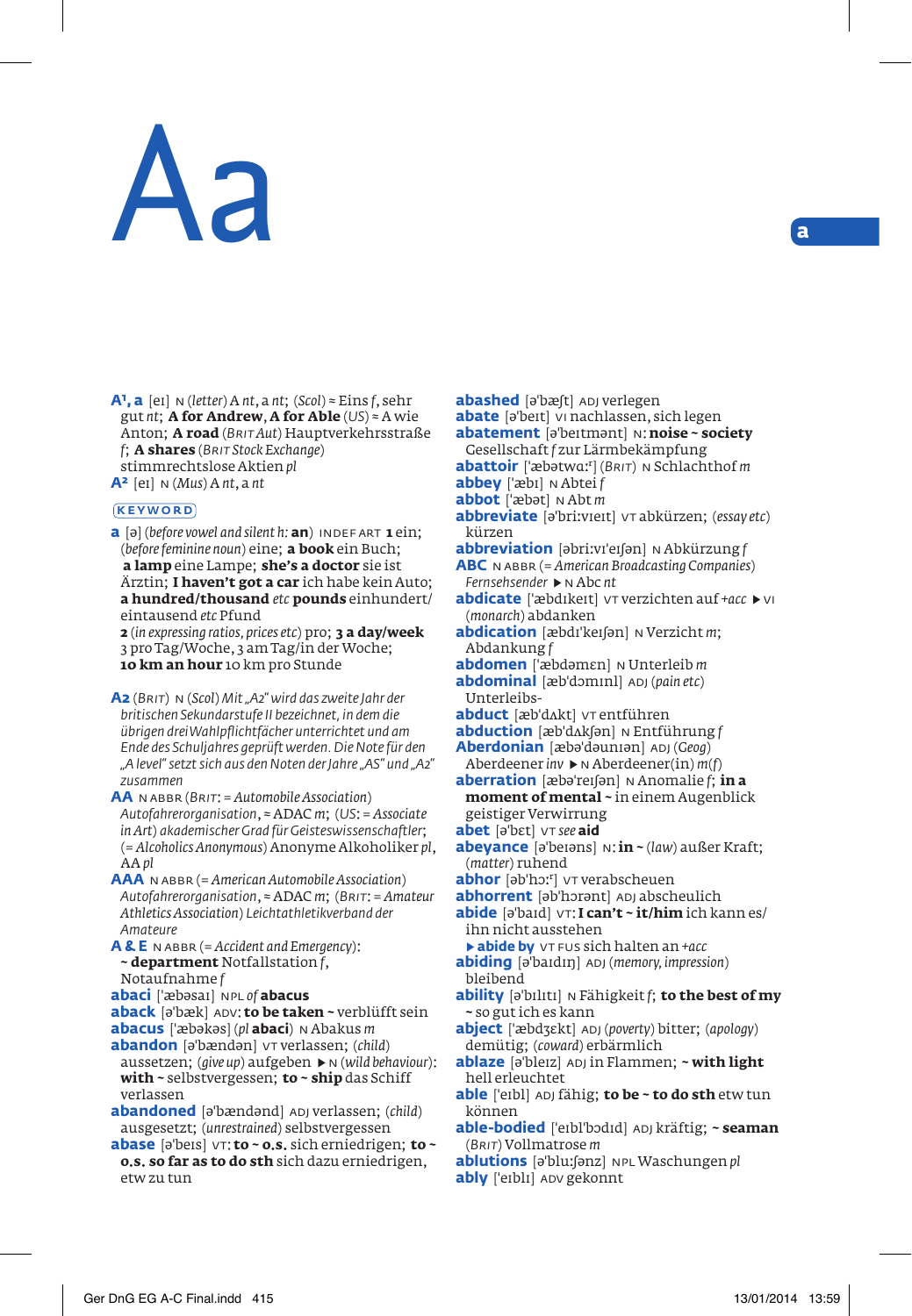# Aa

**A¹, a** [eɪ] N (*letter*) A *nt*, a *nt*; (*Scol*) ≈ Eins *f*, sehr gut *nt*; **A for Andrew, A for Able** (*US*) ≈ A wie Anton; **A road** (Brit *Aut*) Hauptverkehrsstraße *f*; **A shares** (Brit *Stock Exchange*) stimmrechtslose Aktien *pl*

**A²** [eɪ] N (*Mus*) A *nt*, a *nt*

KEYWORD

**a** [ə] (*before vowel and silent h:* **an**) INDEF ART **1** ein; (*before feminine noun*) eine; **a book** ein Buch; **a lamp** eine Lampe; **she's a doctor** sie ist Ärztin; **I haven't got a car** ich habe kein Auto; **a hundred/thousand** *etc* **pounds** einhundert/eintausend *etc* Pfund

**2** (*in expressing ratios, prices etc*) pro; **3 a day/week** 3 pro Tag/Woche, 3 am Tag/in der Woche; **10 km an hour** 10 km pro Stunde

**A2** (Brit) N (*Scol*) *Mit „A2" wird das zweite Jahr der britischen Sekundarstufe II bezeichnet, in dem die übrigen drei Wahlpflichtfächer unterrichtet und am Ende des Schuljahres geprüft werden. Die Note für den „A level" setzt sich aus den Noten der Jahre „AS" und „A2" zusammen*

**AA** N ABBR (Brit: = *Automobile Association*) *Autofahrerorganisation*, ≈ ADAC *m*; (*US*: = *Associate in Art*) *akademischer Grad für Geisteswissenschaftler*; (= *Alcoholics Anonymous*) Anonyme Alkoholiker *pl*, AA *pl*

**AAA** N ABBR (= *American Automobile Association*) *Autofahrerorganisation*, ≈ ADAC *m*; (Brit: = *Amateur Athletics Association*) *Leichtathletikverband der Amateure*

**A & E** N ABBR (= *Accident and Emergency*): **~ department** Notfallstation *f*, Notaufnahme *f*

**abaci** ['æbəsaɪ] NPL *of* **abacus**

**aback** [ə'bæk] ADV: **to be taken ~** verblüfft sein

**abacus** ['æbəkəs] (*pl* **abaci**) N Abakus *m*

**abandon** [ə'bændən] VT verlassen; (*child*) aussetzen; (*give up*) aufgeben ▸ N (*wild behaviour*): **with ~** selbstvergessen; **to ~ ship** das Schiff verlassen

**abandoned** [ə'bændənd] ADJ verlassen; (*child*) ausgesetzt; (*unrestrained*) selbstvergessen

**abase** [ə'beɪs] VT: **to ~ o.s.** sich erniedrigen; **to ~ o.s. so far as to do sth** sich dazu erniedrigen, etw zu tun

**abashed** [ə'bæʃt] ADJ verlegen

**abate** [ə'beɪt] VI nachlassen, sich legen

**abatement** [ə'beɪtmənt] N: **noise ~ society** Gesellschaft *f* zur Lärmbekämpfung

**abattoir** ['æbətwɑːʳ] (Brit) N Schlachthof *m*

**abbey** ['æbɪ] N Abtei *f*

**abbot** ['æbət] N Abt *m*

**abbreviate** [ə'briːvɪeɪt] VT abkürzen; (*essay etc*) kürzen

**abbreviation** [əbriːvɪ'eɪʃən] N Abkürzung *f*

**ABC** N ABBR (= *American Broadcasting Companies*) *Fernsehsender* ▸ N Abc *nt*

**abdicate** ['æbdɪkeɪt] VT verzichten auf +*acc* ▸ VI (*monarch*) abdanken

**abdication** [æbdɪ'keɪʃən] N Verzicht *m*; Abdankung *f*

**abdomen** ['æbdəmɛn] N Unterleib *m*

**abdominal** [æb'dɔmɪnl] ADJ (*pain etc*) Unterleibs-

**abduct** [æb'dʌkt] VT entführen

**abduction** [æb'dʌkʃən] N Entführung *f*

**Aberdonian** [æbə'dəunɪən] ADJ (*Geog*) Aberdeener *inv* ▸ N Aberdeener(in) *m(f)*

**aberration** [æbə'reɪʃən] N Anomalie *f*; **in a moment of mental ~** in einem Augenblick geistiger Verwirrung

**abet** [ə'bɛt] VT *see* **aid**

**abeyance** [ə'beɪəns] N: **in ~** (*law*) außer Kraft; (*matter*) ruhend

**abhor** [əb'hɔːʳ] VT verabscheuen

**abhorrent** [əb'hɔrənt] ADJ abscheulich

**abide** [ə'baɪd] VT: **I can't ~ it/him** ich kann es/ihn nicht ausstehen

▸ **abide by** VT FUS sich halten an +*acc*

**abiding** [ə'baɪdɪŋ] ADJ (*memory, impression*) bleibend

**ability** [ə'bɪlɪtɪ] N Fähigkeit *f*; **to the best of my ~** so gut ich es kann

**abject** ['æbdʒɛkt] ADJ (*poverty*) bitter; (*apology*) demütig; (*coward*) erbärmlich

**ablaze** [ə'bleɪz] ADJ in Flammen; **~ with light** hell erleuchtet

**able** ['eɪbl] ADJ fähig; **to be ~ to do sth** etw tun können

**able-bodied** ['eɪbl'bɔdɪd] ADJ kräftig; **~ seaman** (Brit) Vollmatrose *m*

**ablutions** [ə'bluːʃənz] NPL Waschungen *pl*

**ably** ['eɪblɪ] ADV gekonnt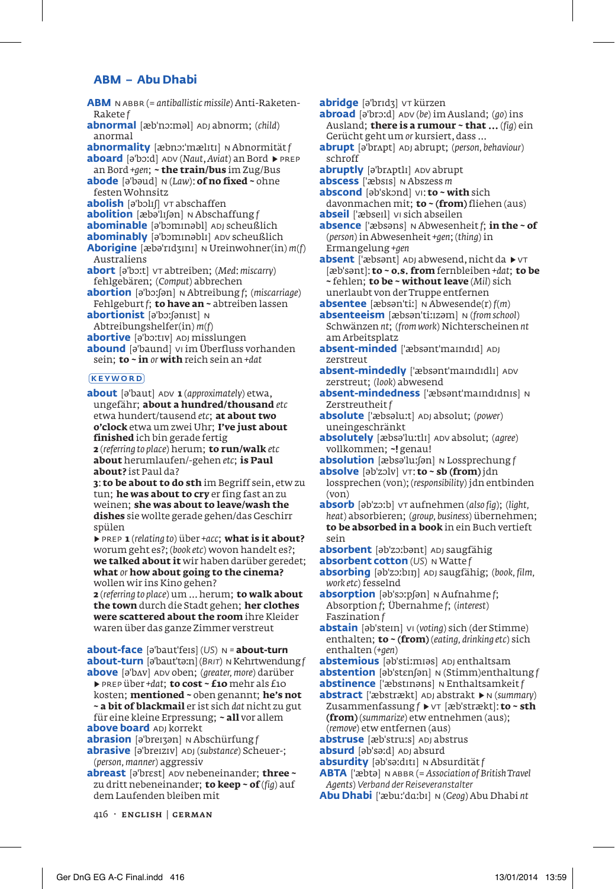**ABM** N ABBR (= *antiballistic missile*) Anti-Raketen-Rakete *f*

**abnormal** [æb'nɔːməl] ADJ abnorm; (*child*) anormal

**abnormality** [æbnɔː'mælɪtɪ] N Abnormität *f*

**aboard** [ə'bɔːd] ADV (*Naut, Aviat*) an Bord ▸ PREP an Bord +*gen*; **~ the train/bus** im Zug/Bus

**abode** [ə'bəud] N (*Law*): **of no fixed ~** ohne festen Wohnsitz

**abolish** [ə'bɔlɪʃ] VT abschaffen

**abolition** [æbə'lɪʃən] N Abschaffung *f*

**abominable** [ə'bɔmɪnəbl] ADJ scheußlich

**abominably** [ə'bɔmɪnəblɪ] ADV scheußlich

**Aborigine** [æbə'rɪdʒɪnɪ] N Ureinwohner(in) *m(f)* Australiens

**abort** [ə'bɔːt] VT abtreiben; (*Med: miscarry*) fehlgebären; (*Comput*) abbrechen

**abortion** [ə'bɔːʃən] N Abtreibung *f*; (*miscarriage*) Fehlgeburt *f*; **to have an ~** abtreiben lassen

**abortionist** [ə'bɔːʃənɪst] N Abtreibungshelfer(in) *m(f)*

**abortive** [ə'bɔːtɪv] ADJ misslungen

**abound** [ə'baund] VI im Überfluss vorhanden sein; **to ~ in** *or* **with** reich sein an +*dat*

KEYWORD

**about** [ə'baut] ADV **1** (*approximately*) etwa, ungefähr; **about a hundred/thousand** *etc* etwa hundert/tausend *etc*; **at about two o'clock** etwa um zwei Uhr; **I've just about finished** ich bin gerade fertig

**2** (*referring to place*) herum; **to run/walk** *etc* **about** herumlaufen/-gehen *etc*; **is Paul about?** ist Paul da?

**3**: **to be about to do sth** im Begriff sein, etw zu tun; **he was about to cry** er fing fast an zu weinen; **she was about to leave/wash the dishes** sie wollte gerade gehen/das Geschirr spülen

▸ PREP **1** (*relating to*) über +*acc*; **what is it about?** worum geht es?; (*book etc*) wovon handelt es?; **we talked about it** wir haben darüber geredet; **what** *or* **how about going to the cinema?** wollen wir ins Kino gehen?

**2** (*referring to place*) um ... herum; **to walk about the town** durch die Stadt gehen; **her clothes were scattered about the room** ihre Kleider waren über das ganze Zimmer verstreut

**about-face** [ə'baut'feɪs] (*US*) N = **about-turn**

**about-turn** [ə'baut'təːn] (*Brit*) N Kehrtwendung *f*

**above** [ə'bʌv] ADV oben; (*greater, more*) darüber ▸ PREP über +*dat*; **to cost ~ £10** mehr als £10 kosten; **mentioned ~** oben genannt; **he's not ~ a bit of blackmail** er ist sich *dat* nicht zu gut für eine kleine Erpressung; **~ all** vor allem

**above board** ADJ korrekt

**abrasion** [ə'breɪʒən] N Abschürfung *f*

**abrasive** [ə'breɪzɪv] ADJ (*substance*) Scheuer-; (*person, manner*) aggressiv

**abreast** [ə'brɛst] ADV nebeneinander; **three ~** zu dritt nebeneinander; **to keep ~ of** (*fig*) auf dem Laufenden bleiben mit

**abridge** [ə'brɪdʒ] VT kürzen

**abroad** [ə'brɔːd] ADV (*be*) im Ausland; (*go*) ins Ausland; **there is a rumour ~ that ...** (*fig*) ein Gerücht geht um *or* kursiert, dass ...

**abrupt** [ə'brʌpt] ADJ abrupt; (*person, behaviour*) schroff

**abruptly** [ə'brʌptlɪ] ADV abrupt

**abscess** ['æbsɪs] N Abszess *m*

**abscond** [əb'skɔnd] VI: **to ~ with** sich davonmachen mit; **to ~ (from)** fliehen (aus)

**abseil** ['æbseɪl] VI sich abseilen

**absence** ['æbsəns] N Abwesenheit *f*; **in the ~ of** (*person*) in Abwesenheit +*gen*; (*thing*) in Ermangelung +*gen*

**absent** ['æbsənt] ADJ abwesend, nicht da ▸ VT [æb'sɛnt]: **to ~ o.s. from** fernbleiben +*dat*; **to be ~** fehlen; **to be ~ without leave** (*Mil*) sich unerlaubt von der Truppe entfernen

**absentee** [æbsən'tiː] N Abwesende(r) *f(m)*

**absenteeism** [æbsən'tiːɪzəm] N (*from school*) Schwänzen *nt*; (*from work*) Nichterscheinen *nt* am Arbeitsplatz

**absent-minded** ['æbsənt'maɪndɪd] ADJ zerstreut

**absent-mindedly** ['æbsənt'maɪndɪdlɪ] ADV zerstreut; (*look*) abwesend

**absent-mindedness** ['æbsənt'maɪndɪdnɪs] N Zerstreutheit *f*

**absolute** ['æbsəluːt] ADJ absolut; (*power*) uneingeschränkt

**absolutely** [æbsə'luːtlɪ] ADV absolut; (*agree*) vollkommen; **~!** genau!

**absolution** [æbsə'luːʃən] N Lossprechung *f*

**absolve** [əb'zɔlv] VT: **to ~ sb (from)** jdn lossprechen (von); (*responsibility*) jdn entbinden (von)

**absorb** [əb'zɔːb] VT aufnehmen (*also fig*); (*light, heat*) absorbieren; (*group, business*) übernehmen; **to be absorbed in a book** in ein Buch vertieft sein

**absorbent** [əb'zɔːbənt] ADJ saugfähig

**absorbent cotton** (*US*) N Watte *f*

**absorbing** [əb'zɔːbɪŋ] ADJ saugfähig; (*book, film, work etc*) fesselnd

**absorption** [əb'sɔːpʃən] N Aufnahme *f*; Absorption *f*; Übernahme *f*; (*interest*) Faszination *f*

**abstain** [əb'steɪn] VI (*voting*) sich (der Stimme) enthalten; **to ~ (from)** (*eating, drinking etc*) sich enthalten (+*gen*)

**abstemious** [əb'stiːmɪəs] ADJ enthaltsam

**abstention** [əb'stɛnʃən] N (Stimm)enthaltung *f*

**abstinence** ['æbstɪnəns] N Enthaltsamkeit *f*

**abstract** ['æbstrækt] ADJ abstrakt ▸ N (*summary*) Zusammenfassung *f* ▸ VT [æb'strækt]: **to ~ sth (from)** (*summarize*) etw entnehmen (aus); (*remove*) etw entfernen (aus)

**abstruse** [æb'struːs] ADJ abstrus

**absurd** [əb'səːd] ADJ absurd

**absurdity** [əb'səːdɪtɪ] N Absurdität *f*

**ABTA** ['æbtə] N ABBR (= *Association of British Travel Agents*) Verband der Reiseveranstalter

**Abu Dhabi** ['æbuː'dɑːbɪ] N (*Geog*) Abu Dhabi *nt*